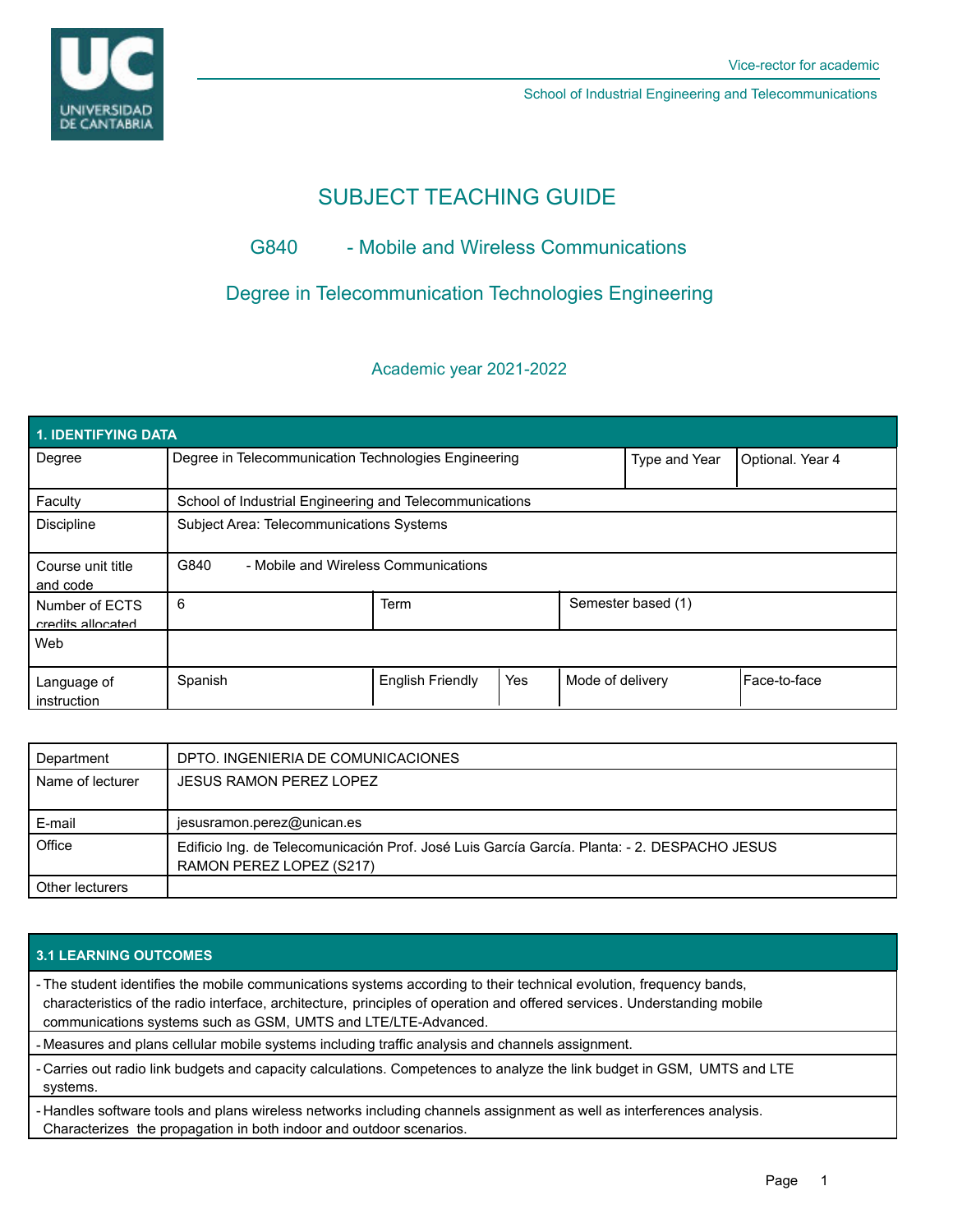Vice-rector for academic

School of Industrial Engineering and Telecommunications

# SUBJECT TEACHING GUIDE

## G840 - Mobile and Wireless Communications

## Degree in Telecommunication Technologies Engineering

Academic year 2021-2022

| 1. IDENTIFYING DATA | | | | | |
|---|---|---|---|---|---|
| Degree | Degree in Telecommunication Technologies Engineering | | | Type and Year | Optional. Year 4 |
| Faculty | School of Industrial Engineering and Telecommunications | | | | |
| Discipline | Subject Area: Telecommunications Systems | | | | |
| Course unit title and code | G840 - Mobile and Wireless Communications | | | | |
| Number of ECTS credits allocated | 6 | Term | | Semester based (1) | |
| Web | | | | | |
| Language of instruction | Spanish | English Friendly | Yes | Mode of delivery | Face-to-face |

| | |
|---|---|
| Department | DPTO. INGENIERIA DE COMUNICACIONES |
| Name of lecturer | JESUS RAMON PEREZ LOPEZ |
| E-mail | jesusramon.perez@unican.es |
| Office | Edificio Ing. de Telecomunicación Prof. José Luis García García. Planta: - 2. DESPACHO JESUS RAMON PEREZ LOPEZ (S217) |
| Other lecturers | |

| 3.1 LEARNING OUTCOMES |
|---|
| - The student identifies the mobile communications systems according to their technical evolution, frequency bands, characteristics of the radio interface, architecture, principles of operation and offered services. Understanding mobile communications systems such as GSM, UMTS and LTE/LTE-Advanced. |
| - Measures and plans cellular mobile systems including traffic analysis and channels assignment. |
| - Carries out radio link budgets and capacity calculations. Competences to analyze the link budget in GSM, UMTS and LTE systems. |
| - Handles software tools and plans wireless networks including channels assignment as well as interferences analysis. Characterizes the propagation in both indoor and outdoor scenarios. |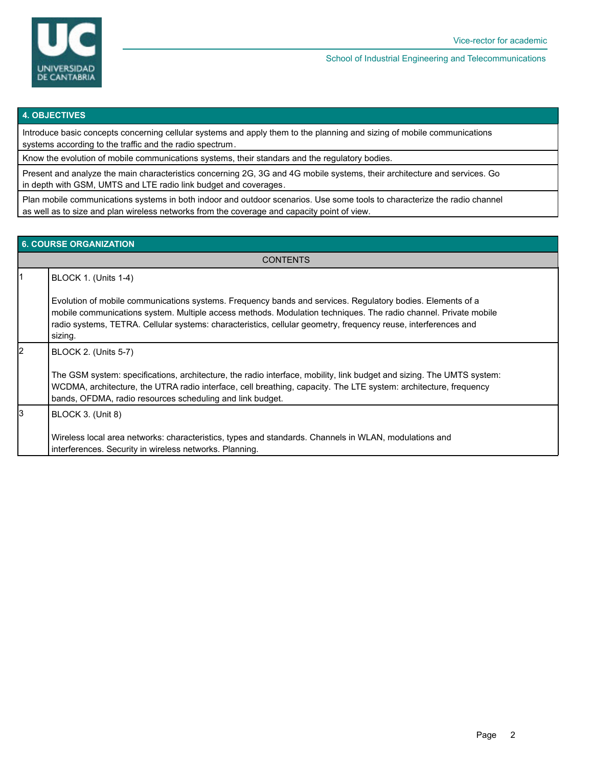## 4. OBJECTIVES

Introduce basic concepts concerning cellular systems and apply them to the planning and sizing of mobile communications systems according to the traffic and the radio spectrum.

Know the evolution of mobile communications systems, their standars and the regulatory bodies.

Present and analyze the main characteristics concerning 2G, 3G and 4G mobile systems, their architecture and services. Go in depth with GSM, UMTS and LTE radio link budget and coverages.

Plan mobile communications systems in both indoor and outdoor scenarios. Use some tools to characterize the radio channel as well as to size and plan wireless networks from the coverage and capacity point of view.

## 6. COURSE ORGANIZATION

| | CONTENTS |
|---|---|
| 1 | BLOCK 1. (Units 1-4)<br><br>Evolution of mobile communications systems. Frequency bands and services. Regulatory bodies. Elements of a mobile communications system. Multiple access methods. Modulation techniques. The radio channel. Private mobile radio systems, TETRA. Cellular systems: characteristics, cellular geometry, frequency reuse, interferences and sizing. |
| 2 | BLOCK 2. (Units 5-7)<br><br>The GSM system: specifications, architecture, the radio interface, mobility, link budget and sizing. The UMTS system: WCDMA, architecture, the UTRA radio interface, cell breathing, capacity. The LTE system: architecture, frequency bands, OFDMA, radio resources scheduling and link budget. |
| 3 | BLOCK 3. (Unit 8)<br><br>Wireless local area networks: characteristics, types and standards. Channels in WLAN, modulations and interferences. Security in wireless networks. Planning. |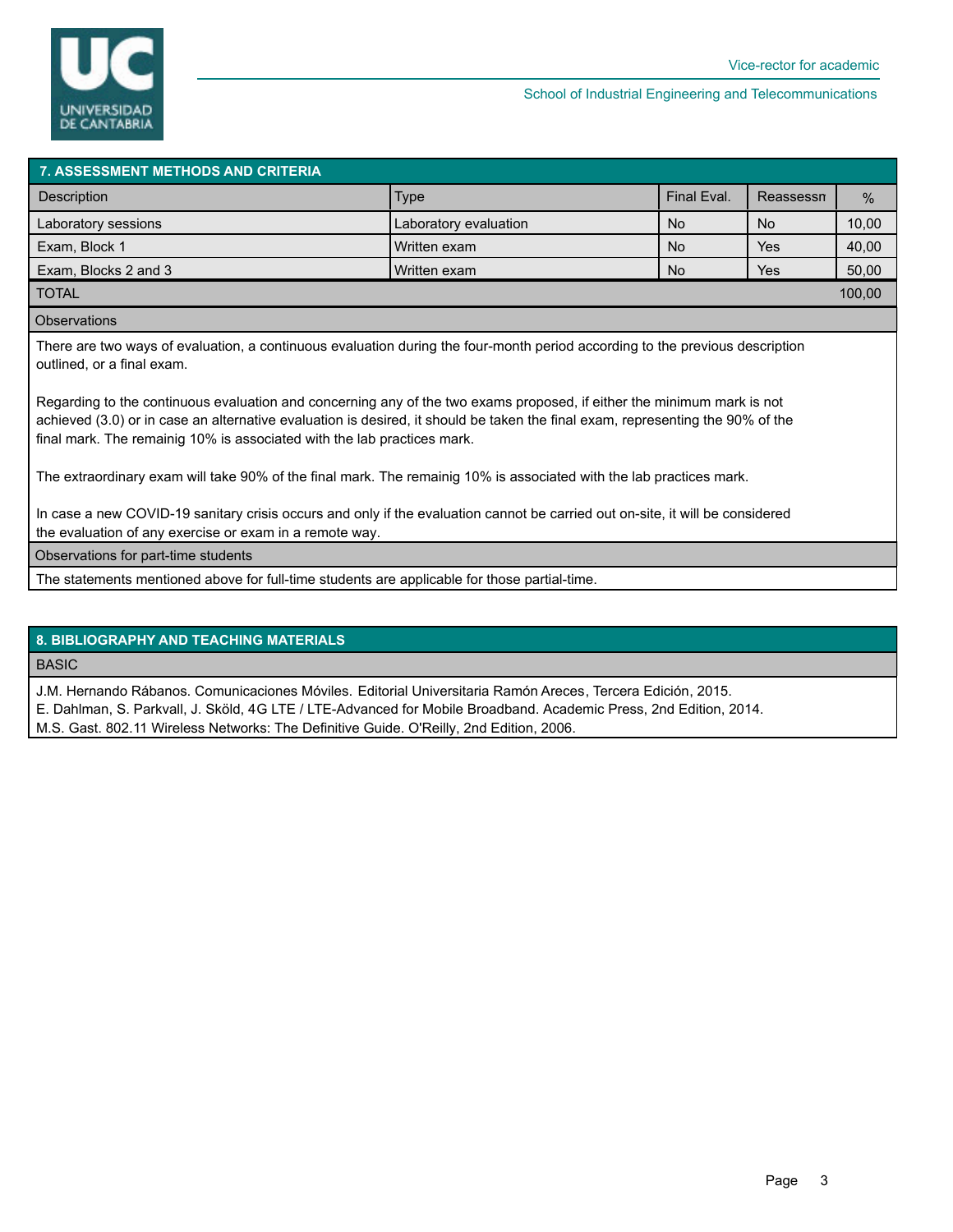## 7. ASSESSMENT METHODS AND CRITERIA

| Description | Type | Final Eval. | Reassessn | % |
|---|---|---|---|---|
| Laboratory sessions | Laboratory evaluation | No | No | 10,00 |
| Exam, Block 1 | Written exam | No | Yes | 40,00 |
| Exam, Blocks 2 and 3 | Written exam | No | Yes | 50,00 |
| TOTAL | | | | 100,00 |

### Observations

There are two ways of evaluation, a continuous evaluation during the four-month period according to the previous description outlined, or a final exam.

Regarding to the continuous evaluation and concerning any of the two exams proposed, if either the minimum mark is not achieved (3.0) or in case an alternative evaluation is desired, it should be taken the final exam, representing the 90% of the final mark. The remainig 10% is associated with the lab practices mark.

The extraordinary exam will take 90% of the final mark. The remainig 10% is associated with the lab practices mark.

In case a new COVID-19 sanitary crisis occurs and only if the evaluation cannot be carried out on-site, it will be considered the evaluation of any exercise or exam in a remote way.

### Observations for part-time students

The statements mentioned above for full-time students are applicable for those partial-time.

## 8. BIBLIOGRAPHY AND TEACHING MATERIALS

### BASIC

J.M. Hernando Rábanos. Comunicaciones Móviles. Editorial Universitaria Ramón Areces, Tercera Edición, 2015.
E. Dahlman, S. Parkvall, J. Sköld, 4G LTE / LTE-Advanced for Mobile Broadband. Academic Press, 2nd Edition, 2014.
M.S. Gast. 802.11 Wireless Networks: The Definitive Guide. O'Reilly, 2nd Edition, 2006.